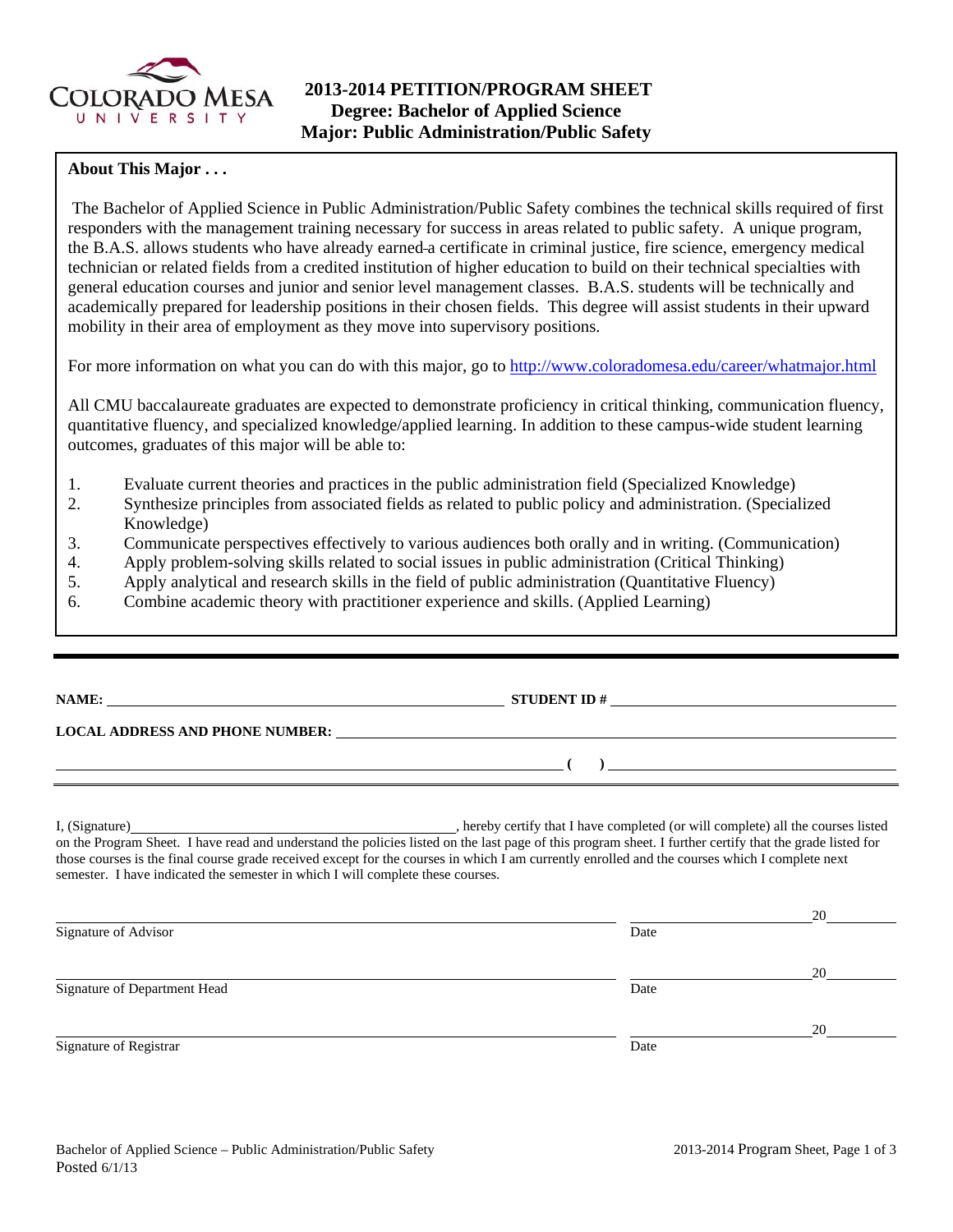# 2013-2014 PETITION/PROGRAM SHEET
## Degree: Bachelor of Applied Science
## Major: Public Administration/Public Safety

**About This Major . . .**

The Bachelor of Applied Science in Public Administration/Public Safety combines the technical skills required of first responders with the management training necessary for success in areas related to public safety. A unique program, the B.A.S. allows students who have already earned a certificate in criminal justice, fire science, emergency medical technician or related fields from a credited institution of higher education to build on their technical specialties with general education courses and junior and senior level management classes. B.A.S. students will be technically and academically prepared for leadership positions in their chosen fields. This degree will assist students in their upward mobility in their area of employment as they move into supervisory positions.

For more information on what you can do with this major, go to http://www.coloradomesa.edu/career/whatmajor.html

All CMU baccalaureate graduates are expected to demonstrate proficiency in critical thinking, communication fluency, quantitative fluency, and specialized knowledge/applied learning. In addition to these campus-wide student learning outcomes, graduates of this major will be able to:

1. Evaluate current theories and practices in the public administration field (Specialized Knowledge)
2. Synthesize principles from associated fields as related to public policy and administration. (Specialized Knowledge)
3. Communicate perspectives effectively to various audiences both orally and in writing. (Communication)
4. Apply problem-solving skills related to social issues in public administration (Critical Thinking)
5. Apply analytical and research skills in the field of public administration (Quantitative Fluency)
6. Combine academic theory with practitioner experience and skills. (Applied Learning)

---

**NAME:** ______________________ **STUDENT ID #** ______________________

**LOCAL ADDRESS AND PHONE NUMBER:** ______________________

______________________ **( )** ______________________

I, (Signature) ______________________, hereby certify that I have completed (or will complete) all the courses listed on the Program Sheet. I have read and understand the policies listed on the last page of this program sheet. I further certify that the grade listed for those courses is the final course grade received except for the courses in which I am currently enrolled and the courses which I complete next semester. I have indicated the semester in which I will complete these courses.

______________________ Signature of Advisor &nbsp;&nbsp;&nbsp; ______________ Date 20______

______________________ Signature of Department Head &nbsp;&nbsp;&nbsp; ______________ Date 20______

______________________ Signature of Registrar &nbsp;&nbsp;&nbsp; ______________ Date 20______

Posted 6/1/13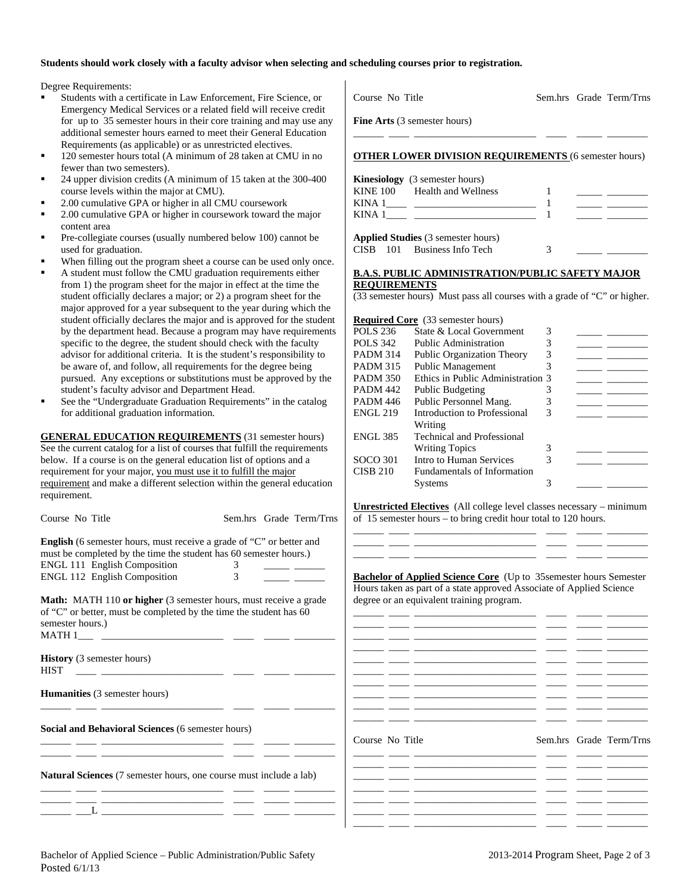**Students should work closely with a faculty advisor when selecting and scheduling courses prior to registration.**

Degree Requirements:

- Students with a certificate in Law Enforcement, Fire Science, or Emergency Medical Services or a related field will receive credit for up to 35 semester hours in their core training and may use any additional semester hours earned to meet their General Education Requirements (as applicable) or as unrestricted electives.
- 120 semester hours total (A minimum of 28 taken at CMU in no fewer than two semesters).
- 24 upper division credits (A minimum of 15 taken at the 300-400 course levels within the major at CMU).
- 2.00 cumulative GPA or higher in all CMU coursework
- 2.00 cumulative GPA or higher in coursework toward the major content area
- Pre-collegiate courses (usually numbered below 100) cannot be used for graduation.
- When filling out the program sheet a course can be used only once.
- A student must follow the CMU graduation requirements either from 1) the program sheet for the major in effect at the time the student officially declares a major; or 2) a program sheet for the major approved for a year subsequent to the year during which the student officially declares the major and is approved for the student by the department head. Because a program may have requirements specific to the degree, the student should check with the faculty advisor for additional criteria. It is the student's responsibility to be aware of, and follow, all requirements for the degree being pursued. Any exceptions or substitutions must be approved by the student's faculty advisor and Department Head.
- See the "Undergraduate Graduation Requirements" in the catalog for additional graduation information.

**GENERAL EDUCATION REQUIREMENTS** (31 semester hours) See the current catalog for a list of courses that fulfill the requirements below. If a course is on the general education list of options and a requirement for your major, you must use it to fulfill the major requirement and make a different selection within the general education requirement.

| Course No Title | Sem.hrs | Grade | Term/Trns |
|---|---|---|---|
| **English** (6 semester hours, must receive a grade of "C" or better and must be completed by the time the student has 60 semester hours.) | | | |
| ENGL 111 English Composition | 3 | | |
| ENGL 112 English Composition | 3 | | |
| **Math:** MATH 110 **or higher** (3 semester hours, must receive a grade of "C" or better, must be completed by the time the student has 60 semester hours.) | | | |
| MATH 1___ | | | |
| **History** (3 semester hours) | | | |
| HIST | | | |
| **Humanities** (3 semester hours) | | | |
| | | | |
| **Social and Behavioral Sciences** (6 semester hours) | | | |
| | | | |
| | | | |
| **Natural Sciences** (7 semester hours, one course must include a lab) | | | |
| | | | |
| | | | |
| ___L | | | |

| Course No Title | Sem.hrs | Grade | Term/Trns |
|---|---|---|---|
| **Fine Arts** (3 semester hours) | | | |
| | | | |

**OTHER LOWER DIVISION REQUIREMENTS** (6 semester hours)

| Course No Title | Sem.hrs | Grade | Term/Trns |
|---|---|---|---|
| **Kinesiology** (3 semester hours) | | | |
| KINE 100 Health and Wellness | 1 | | |
| KINA 1____ | 1 | | |
| KINA 1____ | 1 | | |
| **Applied Studies** (3 semester hours) | | | |
| CISB 101 Business Info Tech | 3 | | |

**B.A.S. PUBLIC ADMINISTRATION/PUBLIC SAFETY MAJOR REQUIREMENTS**

(33 semester hours) Must pass all courses with a grade of "C" or higher.

**Required Core** (33 semester hours)

| Course No | Title | Sem.hrs | Grade | Term/Trns |
|---|---|---|---|---|
| POLS 236 | State & Local Government | 3 | | |
| POLS 342 | Public Administration | 3 | | |
| PADM 314 | Public Organization Theory | 3 | | |
| PADM 315 | Public Management | 3 | | |
| PADM 350 | Ethics in Public Administration | 3 | | |
| PADM 442 | Public Budgeting | 3 | | |
| PADM 446 | Public Personnel Mang. | 3 | | |
| ENGL 219 | Introduction to Professional Writing | 3 | | |
| ENGL 385 | Technical and Professional Writing Topics | 3 | | |
| SOCO 301 | Intro to Human Services | 3 | | |
| CISB 210 | Fundamentals of Information Systems | 3 | | |

**Unrestricted Electives** (All college level classes necessary – minimum of 15 semester hours – to bring credit hour total to 120 hours.

| Course No Title | Sem.hrs | Grade | Term/Trns |
|---|---|---|---|
| | | | |
| | | | |
| | | | |

**Bachelor of Applied Science Core** (Up to 35semester hours Semester Hours taken as part of a state approved Associate of Applied Science degree or an equivalent training program.

| Course No Title | Sem.hrs | Grade | Term/Trns |
|---|---|---|---|
| | | | |
| | | | |
| | | | |
| | | | |
| | | | |
| | | | |
| | | | |
| | | | |
| | | | |
| | | | |
| | | | |
| | | | |
| | | | |
| | | | |
| | | | |
| | | | |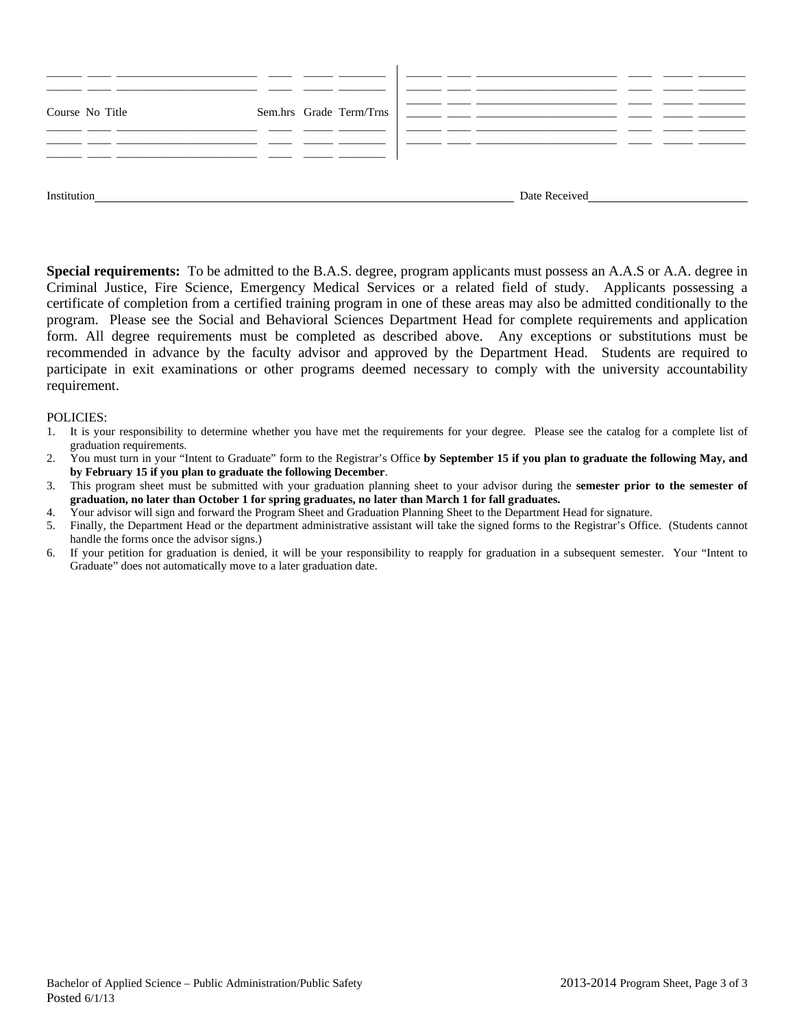| Course | No | Title | Sem.hrs | Grade | Term/Trns | Course | No | Title | Sem.hrs | Grade | Term/Trns |
|---|---|---|---|---|---|---|---|---|---|---|---|
| | | | | | | | | | | | |
| | | | | | | | | | | | |
| | | | | | | | | | | | |
| | | | | | | | | | | | |
| | | | | | | | | | | | |

Institution\_\_\_\_\_\_\_\_\_\_\_\_\_\_\_\_\_\_\_\_\_\_\_\_\_\_\_\_\_\_\_\_\_\_\_\_\_\_\_\_ Date Received\_\_\_\_\_\_\_\_\_\_\_\_\_\_\_\_\_\_\_\_

**Special requirements:** To be admitted to the B.A.S. degree, program applicants must possess an A.A.S or A.A. degree in Criminal Justice, Fire Science, Emergency Medical Services or a related field of study. Applicants possessing a certificate of completion from a certified training program in one of these areas may also be admitted conditionally to the program. Please see the Social and Behavioral Sciences Department Head for complete requirements and application form. All degree requirements must be completed as described above. Any exceptions or substitutions must be recommended in advance by the faculty advisor and approved by the Department Head. Students are required to participate in exit examinations or other programs deemed necessary to comply with the university accountability requirement.

POLICIES:

1. It is your responsibility to determine whether you have met the requirements for your degree. Please see the catalog for a complete list of graduation requirements.
2. You must turn in your "Intent to Graduate" form to the Registrar's Office **by September 15 if you plan to graduate the following May, and by February 15 if you plan to graduate the following December**.
3. This program sheet must be submitted with your graduation planning sheet to your advisor during the **semester prior to the semester of graduation, no later than October 1 for spring graduates, no later than March 1 for fall graduates.**
4. Your advisor will sign and forward the Program Sheet and Graduation Planning Sheet to the Department Head for signature.
5. Finally, the Department Head or the department administrative assistant will take the signed forms to the Registrar's Office. (Students cannot handle the forms once the advisor signs.)
6. If your petition for graduation is denied, it will be your responsibility to reapply for graduation in a subsequent semester. Your "Intent to Graduate" does not automatically move to a later graduation date.